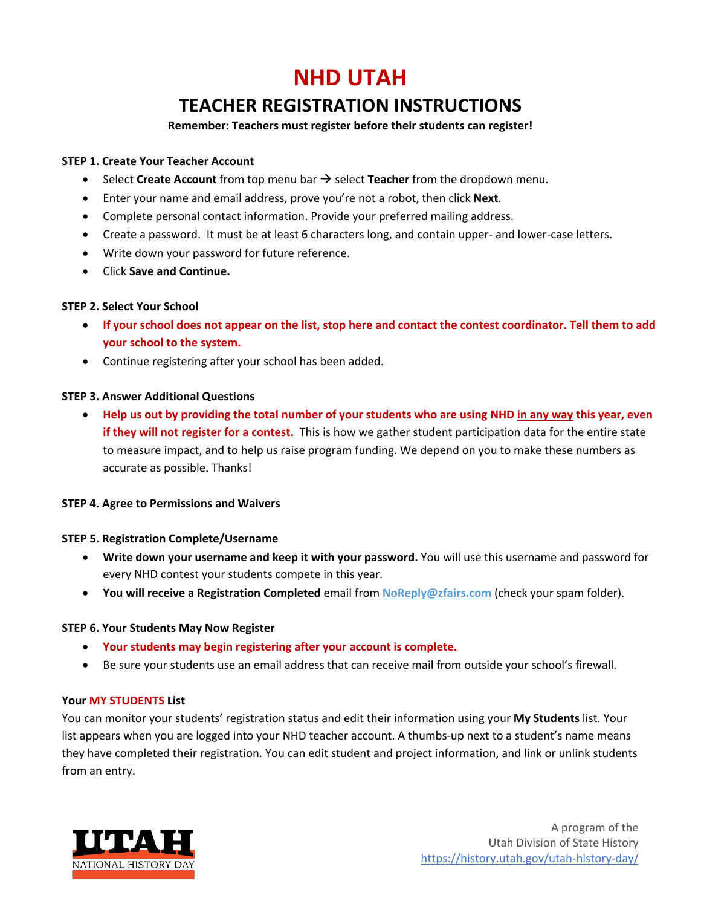# NHD UTAH

## TEACHER REGISTRATION INSTRUCTIONS

**Remember: Teachers must register before their students can register!**

**STEP 1. Create Your Teacher Account**

- Select **Create Account** from top menu bar → select **Teacher** from the dropdown menu.
- Enter your name and email address, prove you're not a robot, then click **Next**.
- Complete personal contact information. Provide your preferred mailing address.
- Create a password. It must be at least 6 characters long, and contain upper- and lower-case letters.
- Write down your password for future reference.
- Click **Save and Continue.**

**STEP 2. Select Your School**

- **If your school does not appear on the list, stop here and contact the contest coordinator. Tell them to add your school to the system.**
- Continue registering after your school has been added.

**STEP 3. Answer Additional Questions**

- **Help us out by providing the total number of your students who are using NHD in any way this year, even if they will not register for a contest.** This is how we gather student participation data for the entire state to measure impact, and to help us raise program funding. We depend on you to make these numbers as accurate as possible. Thanks!

**STEP 4. Agree to Permissions and Waivers**

**STEP 5. Registration Complete/Username**

- **Write down your username and keep it with your password.** You will use this username and password for every NHD contest your students compete in this year.
- **You will receive a Registration Completed** email from NoReply@zfairs.com (check your spam folder).

**STEP 6. Your Students May Now Register**

- **Your students may begin registering after your account is complete.**
- Be sure your students use an email address that can receive mail from outside your school's firewall.

**Your MY STUDENTS List**

You can monitor your students' registration status and edit their information using your **My Students** list. Your list appears when you are logged into your NHD teacher account. A thumbs-up next to a student's name means they have completed their registration. You can edit student and project information, and link or unlink students from an entry.

UTAH NATIONAL HISTORY DAY

A program of the
Utah Division of State History
https://history.utah.gov/utah-history-day/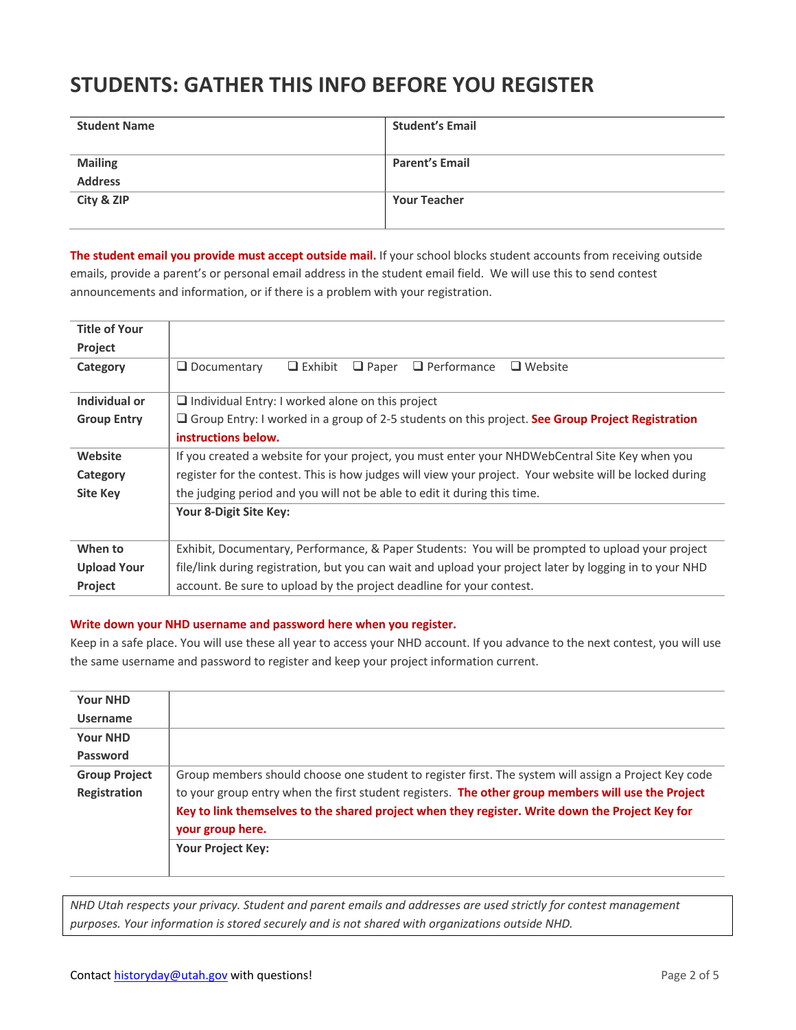# STUDENTS: GATHER THIS INFO BEFORE YOU REGISTER

| | |
|---|---|
| **Student Name** | **Student's Email** |
| **Mailing Address** | **Parent's Email** |
| **City & ZIP** | **Your Teacher** |

**The student email you provide must accept outside mail.** If your school blocks student accounts from receiving outside emails, provide a parent's or personal email address in the student email field. We will use this to send contest announcements and information, or if there is a problem with your registration.

| | |
|---|---|
| **Title of Your Project** | |
| **Category** | ❑ Documentary ❑ Exhibit ❑ Paper ❑ Performance ❑ Website |
| **Individual or Group Entry** | ❑ Individual Entry: I worked alone on this project<br>❑ Group Entry: I worked in a group of 2-5 students on this project. **See Group Project Registration instructions below.** |
| **Website Category Site Key** | If you created a website for your project, you must enter your NHDWebCentral Site Key when you register for the contest. This is how judges will view your project. Your website will be locked during the judging period and you will not be able to edit it during this time.<br>**Your 8-Digit Site Key:** |
| **When to Upload Your Project** | Exhibit, Documentary, Performance, & Paper Students: You will be prompted to upload your project file/link during registration, but you can wait and upload your project later by logging in to your NHD account. Be sure to upload by the project deadline for your contest. |

**Write down your NHD username and password here when you register.**
Keep in a safe place. You will use these all year to access your NHD account. If you advance to the next contest, you will use the same username and password to register and keep your project information current.

| | |
|---|---|
| **Your NHD Username** | |
| **Your NHD Password** | |
| **Group Project Registration** | Group members should choose one student to register first. The system will assign a Project Key code to your group entry when the first student registers. **The other group members will use the Project Key to link themselves to the shared project when they register. Write down the Project Key for your group here.**<br>**Your Project Key:** |

*NHD Utah respects your privacy. Student and parent emails and addresses are used strictly for contest management purposes. Your information is stored securely and is not shared with organizations outside NHD.*

Contact historyday@utah.gov with questions!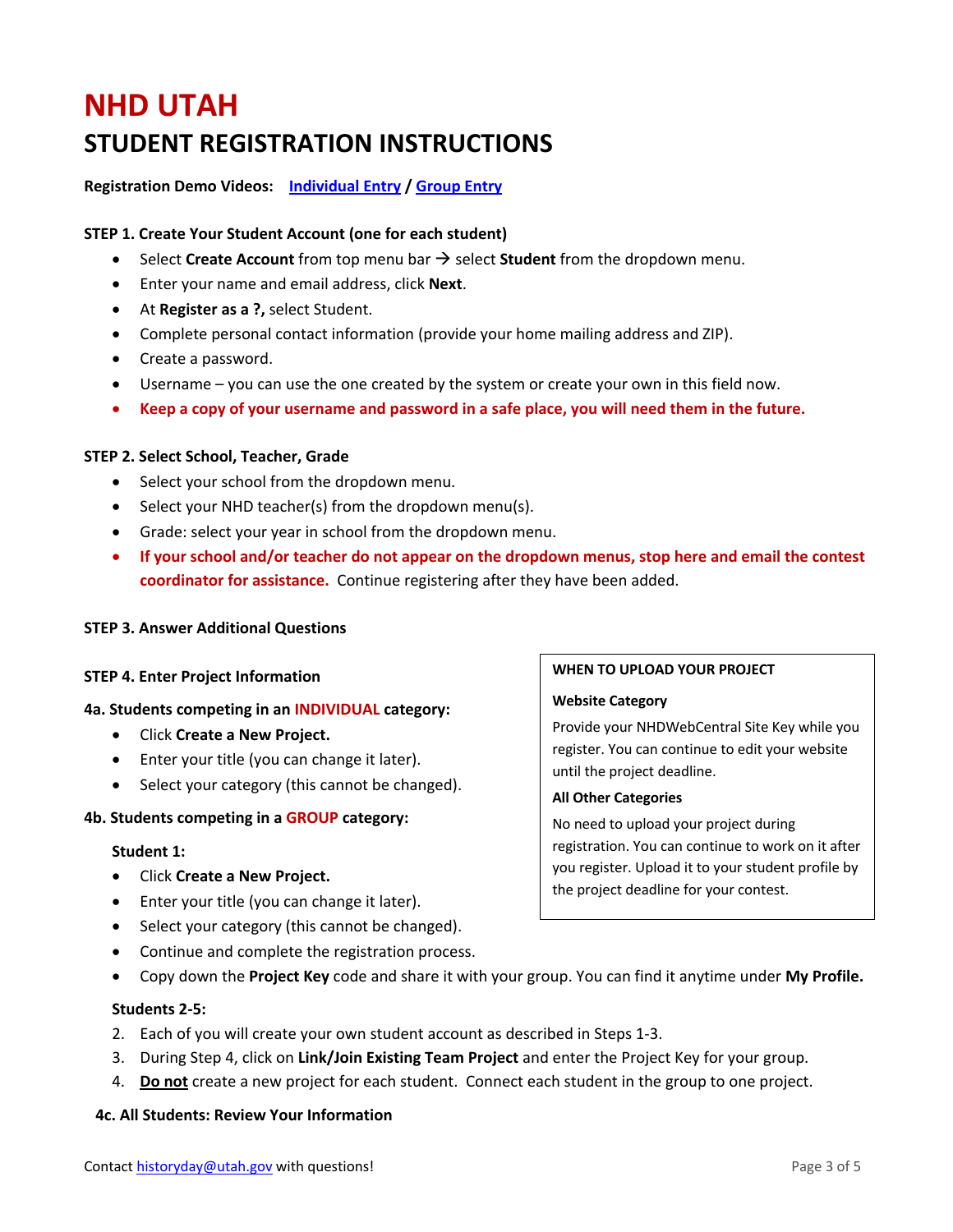# NHD UTAH

## STUDENT REGISTRATION INSTRUCTIONS

**Registration Demo Videos:** [Individual Entry] / [Group Entry]

**STEP 1. Create Your Student Account (one for each student)**

- Select **Create Account** from top menu bar → select **Student** from the dropdown menu.
- Enter your name and email address, click **Next**.
- At **Register as a ?,** select Student.
- Complete personal contact information (provide your home mailing address and ZIP).
- Create a password.
- Username – you can use the one created by the system or create your own in this field now.
- **Keep a copy of your username and password in a safe place, you will need them in the future.**

**STEP 2. Select School, Teacher, Grade**

- Select your school from the dropdown menu.
- Select your NHD teacher(s) from the dropdown menu(s).
- Grade: select your year in school from the dropdown menu.
- **If your school and/or teacher do not appear on the dropdown menus, stop here and email the contest coordinator for assistance.** Continue registering after they have been added.

**STEP 3. Answer Additional Questions**

**STEP 4. Enter Project Information**

**4a. Students competing in an INDIVIDUAL category:**

- Click **Create a New Project.**
- Enter your title (you can change it later).
- Select your category (this cannot be changed).

**4b. Students competing in a GROUP category:**

**Student 1:**

- Click **Create a New Project.**
- Enter your title (you can change it later).
- Select your category (this cannot be changed).
- Continue and complete the registration process.
- Copy down the **Project Key** code and share it with your group. You can find it anytime under **My Profile.**

**Students 2-5:**

2. Each of you will create your own student account as described in Steps 1-3.
3. During Step 4, click on **Link/Join Existing Team Project** and enter the Project Key for your group.
4. **Do not** create a new project for each student. Connect each student in the group to one project.

**4c. All Students: Review Your Information**

**WHEN TO UPLOAD YOUR PROJECT**

**Website Category**

Provide your NHDWebCentral Site Key while you register. You can continue to edit your website until the project deadline.

**All Other Categories**

No need to upload your project during registration. You can continue to work on it after you register. Upload it to your student profile by the project deadline for your contest.

Contact historyday@utah.gov with questions!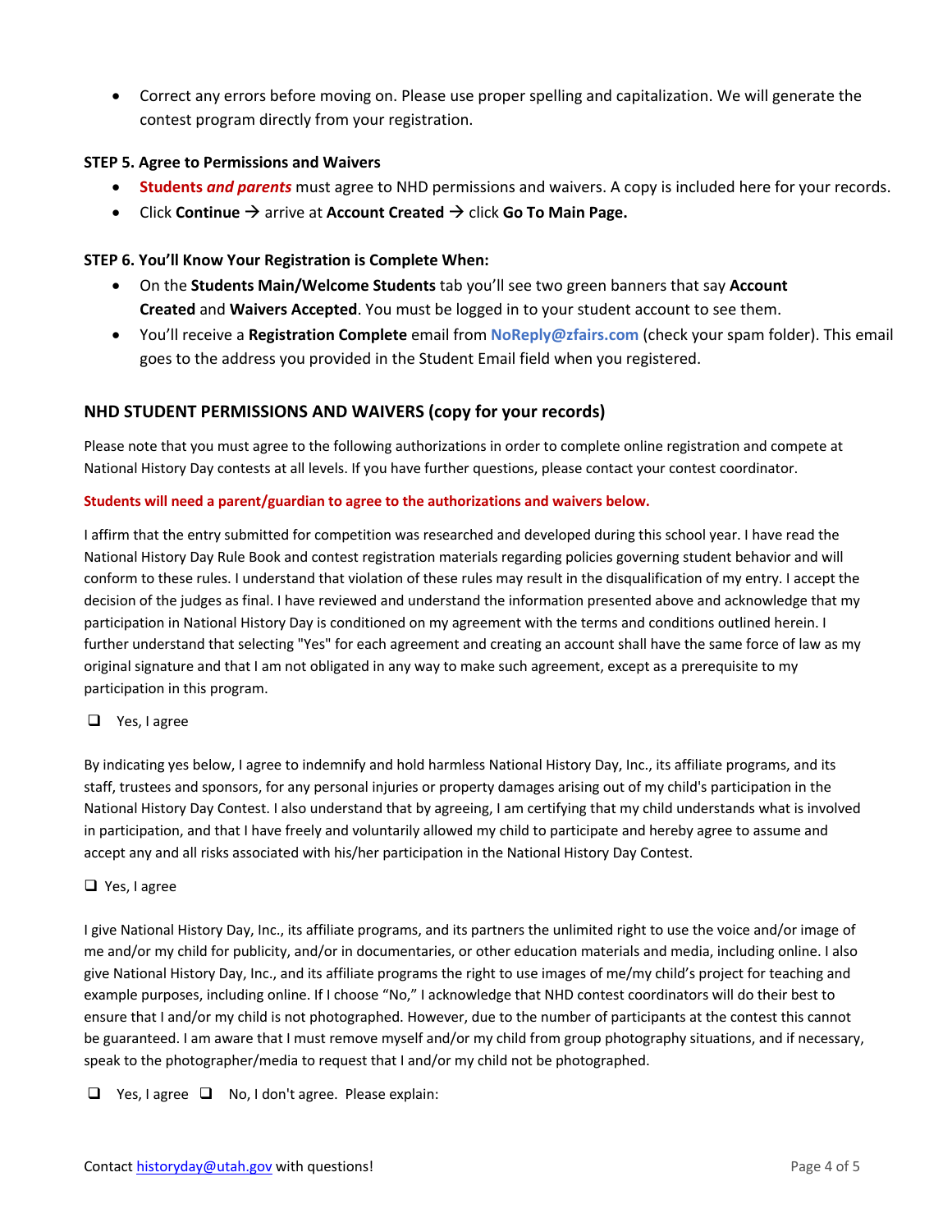- Correct any errors before moving on. Please use proper spelling and capitalization. We will generate the contest program directly from your registration.

**STEP 5. Agree to Permissions and Waivers**

- **Students *and parents*** must agree to NHD permissions and waivers. A copy is included here for your records.
- Click **Continue** → arrive at **Account Created** → click **Go To Main Page.**

**STEP 6. You'll Know Your Registration is Complete When:**

- On the **Students Main/Welcome Students** tab you'll see two green banners that say **Account Created** and **Waivers Accepted**. You must be logged in to your student account to see them.
- You'll receive a **Registration Complete** email from **NoReply@zfairs.com** (check your spam folder). This email goes to the address you provided in the Student Email field when you registered.

## NHD STUDENT PERMISSIONS AND WAIVERS (copy for your records)

Please note that you must agree to the following authorizations in order to complete online registration and compete at National History Day contests at all levels. If you have further questions, please contact your contest coordinator.

**Students will need a parent/guardian to agree to the authorizations and waivers below.**

I affirm that the entry submitted for competition was researched and developed during this school year. I have read the National History Day Rule Book and contest registration materials regarding policies governing student behavior and will conform to these rules. I understand that violation of these rules may result in the disqualification of my entry. I accept the decision of the judges as final. I have reviewed and understand the information presented above and acknowledge that my participation in National History Day is conditioned on my agreement with the terms and conditions outlined herein. I further understand that selecting "Yes" for each agreement and creating an account shall have the same force of law as my original signature and that I am not obligated in any way to make such agreement, except as a prerequisite to my participation in this program.

❑ Yes, I agree

By indicating yes below, I agree to indemnify and hold harmless National History Day, Inc., its affiliate programs, and its staff, trustees and sponsors, for any personal injuries or property damages arising out of my child's participation in the National History Day Contest. I also understand that by agreeing, I am certifying that my child understands what is involved in participation, and that I have freely and voluntarily allowed my child to participate and hereby agree to assume and accept any and all risks associated with his/her participation in the National History Day Contest.

❑ Yes, I agree

I give National History Day, Inc., its affiliate programs, and its partners the unlimited right to use the voice and/or image of me and/or my child for publicity, and/or in documentaries, or other education materials and media, including online. I also give National History Day, Inc., and its affiliate programs the right to use images of me/my child's project for teaching and example purposes, including online. If I choose "No," I acknowledge that NHD contest coordinators will do their best to ensure that I and/or my child is not photographed. However, due to the number of participants at the contest this cannot be guaranteed. I am aware that I must remove myself and/or my child from group photography situations, and if necessary, speak to the photographer/media to request that I and/or my child not be photographed.

❑ Yes, I agree ❑ No, I don't agree. Please explain:

Contact historyday@utah.gov with questions!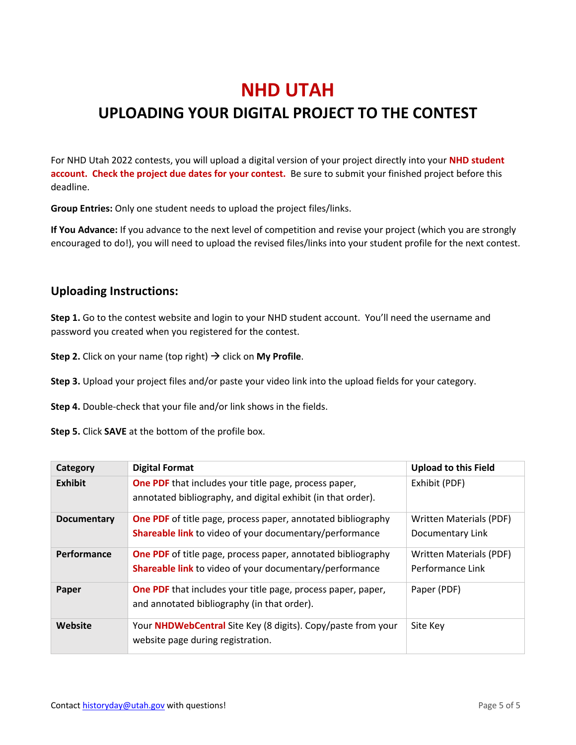# NHD UTAH

## UPLOADING YOUR DIGITAL PROJECT TO THE CONTEST

For NHD Utah 2022 contests, you will upload a digital version of your project directly into your **NHD student account. Check the project due dates for your contest.** Be sure to submit your finished project before this deadline.

**Group Entries:** Only one student needs to upload the project files/links.

**If You Advance:** If you advance to the next level of competition and revise your project (which you are strongly encouraged to do!), you will need to upload the revised files/links into your student profile for the next contest.

### Uploading Instructions:

**Step 1.** Go to the contest website and login to your NHD student account. You'll need the username and password you created when you registered for the contest.

**Step 2.** Click on your name (top right) → click on **My Profile**.

**Step 3.** Upload your project files and/or paste your video link into the upload fields for your category.

**Step 4.** Double-check that your file and/or link shows in the fields.

**Step 5.** Click **SAVE** at the bottom of the profile box.

| Category | Digital Format | Upload to this Field |
|---|---|---|
| **Exhibit** | **One PDF** that includes your title page, process paper, annotated bibliography, and digital exhibit (in that order). | Exhibit (PDF) |
| **Documentary** | **One PDF** of title page, process paper, annotated bibliography<br>**Shareable link** to video of your documentary/performance | Written Materials (PDF)<br>Documentary Link |
| **Performance** | **One PDF** of title page, process paper, annotated bibliography<br>**Shareable link** to video of your documentary/performance | Written Materials (PDF)<br>Performance Link |
| **Paper** | **One PDF** that includes your title page, process paper, paper, and annotated bibliography (in that order). | Paper (PDF) |
| **Website** | Your **NHDWebCentral** Site Key (8 digits). Copy/paste from your website page during registration. | Site Key |

Contact historyday@utah.gov with questions!